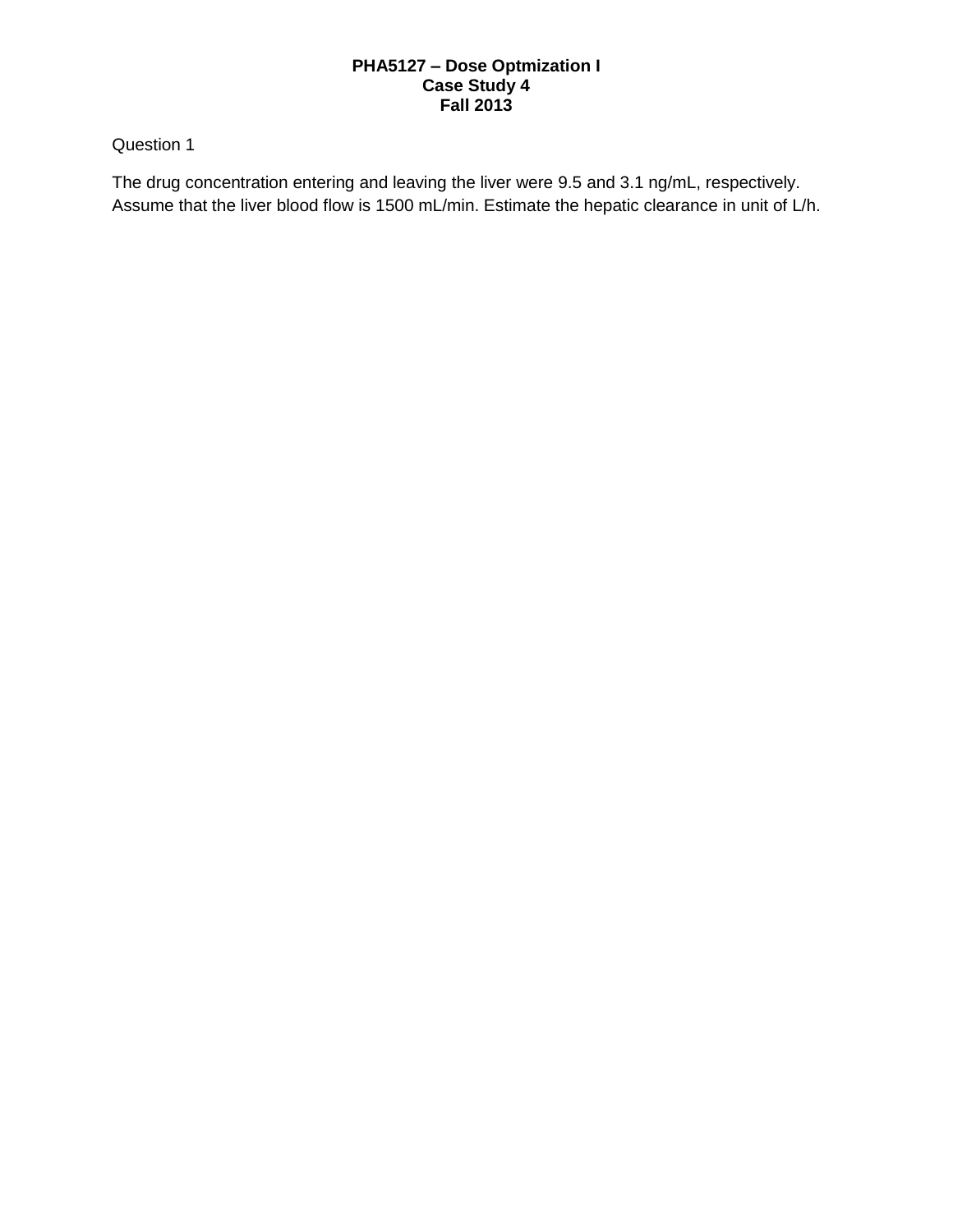**PHA5127 – Dose Optmization I**
**Case Study 4**
**Fall 2013**

Question 1

The drug concentration entering and leaving the liver were 9.5 and 3.1 ng/mL, respectively. Assume that the liver blood flow is 1500 mL/min. Estimate the hepatic clearance in unit of L/h.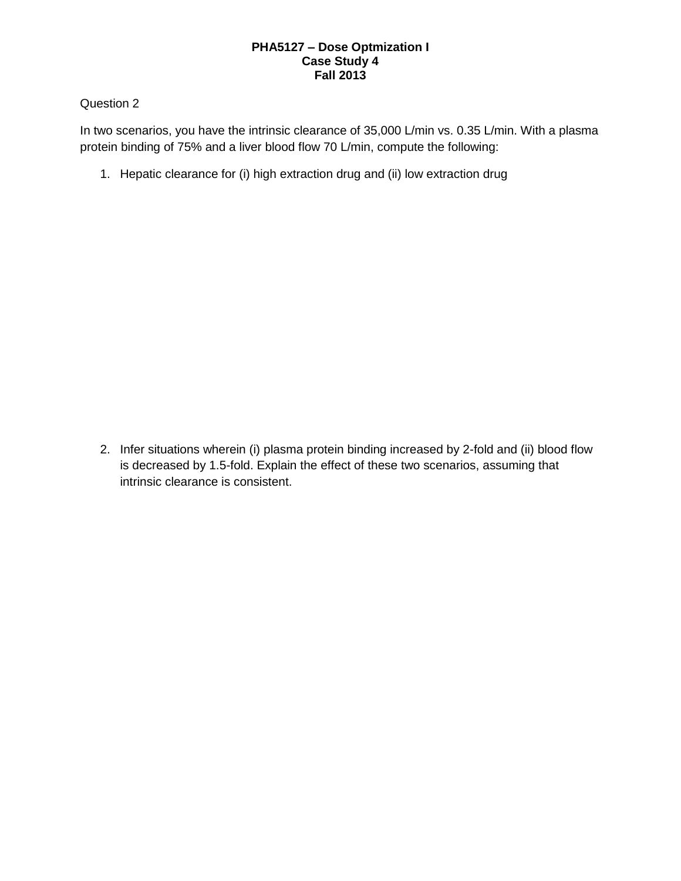**PHA5127 – Dose Optmization I**
**Case Study 4**
**Fall 2013**

Question 2

In two scenarios, you have the intrinsic clearance of 35,000 L/min vs. 0.35 L/min. With a plasma protein binding of 75% and a liver blood flow 70 L/min, compute the following:

1. Hepatic clearance for (i) high extraction drug and (ii) low extraction drug

2. Infer situations wherein (i) plasma protein binding increased by 2-fold and (ii) blood flow is decreased by 1.5-fold. Explain the effect of these two scenarios, assuming that intrinsic clearance is consistent.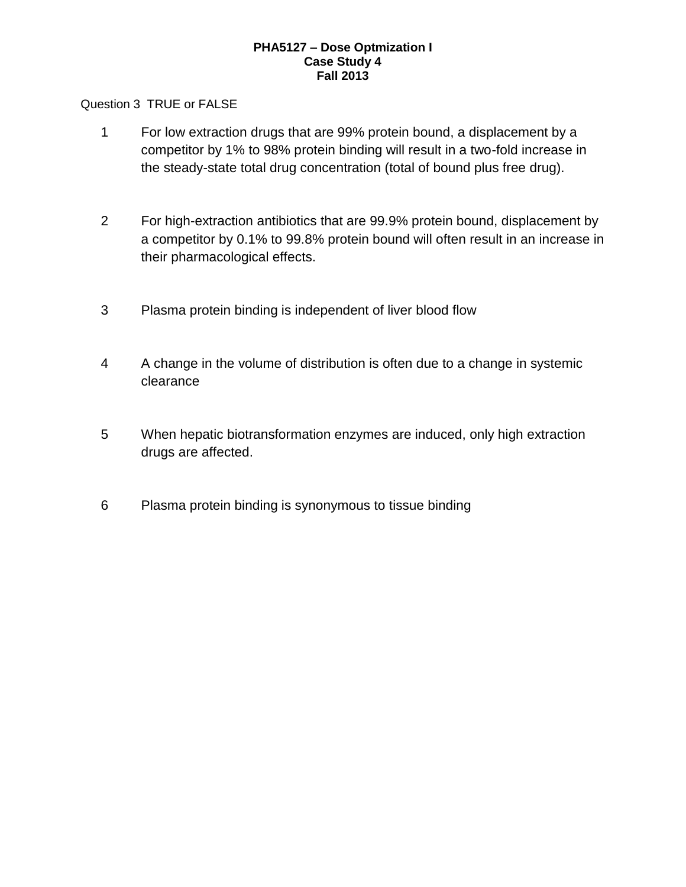**PHA5127 – Dose Optmization I**
**Case Study 4**
**Fall 2013**

Question 3 TRUE or FALSE

1. For low extraction drugs that are 99% protein bound, a displacement by a competitor by 1% to 98% protein binding will result in a two-fold increase in the steady-state total drug concentration (total of bound plus free drug).

2. For high-extraction antibiotics that are 99.9% protein bound, displacement by a competitor by 0.1% to 99.8% protein bound will often result in an increase in their pharmacological effects.

3. Plasma protein binding is independent of liver blood flow

4. A change in the volume of distribution is often due to a change in systemic clearance

5. When hepatic biotransformation enzymes are induced, only high extraction drugs are affected.

6. Plasma protein binding is synonymous to tissue binding